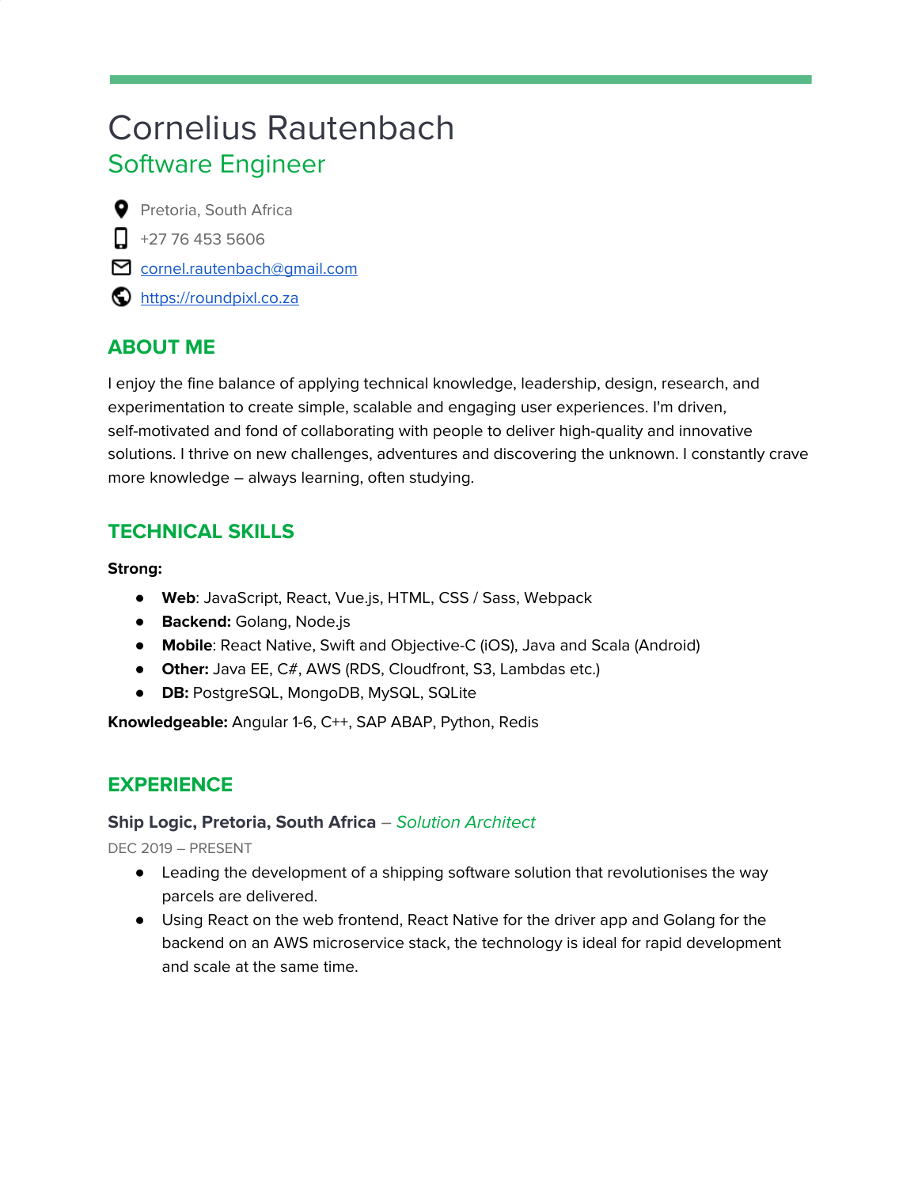# Cornelius Rautenbach

## Software Engineer

- Pretoria, South Africa
- +27 76 453 5606
- [cornel.rautenbach@gmail.com](mailto:cornel.rautenbach@gmail.com)
- [https://roundpixl.co.za](https://roundpixl.co.za)

## ABOUT ME

I enjoy the fine balance of applying technical knowledge, leadership, design, research, and experimentation to create simple, scalable and engaging user experiences. I'm driven, self-motivated and fond of collaborating with people to deliver high-quality and innovative solutions. I thrive on new challenges, adventures and discovering the unknown. I constantly crave more knowledge – always learning, often studying.

## TECHNICAL SKILLS

**Strong:**

- **Web**: JavaScript, React, Vue.js, HTML, CSS / Sass, Webpack
- **Backend:** Golang, Node.js
- **Mobile**: React Native, Swift and Objective-C (iOS), Java and Scala (Android)
- **Other:** Java EE, C#, AWS (RDS, Cloudfront, S3, Lambdas etc.)
- **DB:** PostgreSQL, MongoDB, MySQL, SQLite

**Knowledgeable:** Angular 1-6, C++, SAP ABAP, Python, Redis

## EXPERIENCE

### Ship Logic, Pretoria, South Africa – *Solution Architect*

DEC 2019 – PRESENT

- Leading the development of a shipping software solution that revolutionises the way parcels are delivered.
- Using React on the web frontend, React Native for the driver app and Golang for the backend on an AWS microservice stack, the technology is ideal for rapid development and scale at the same time.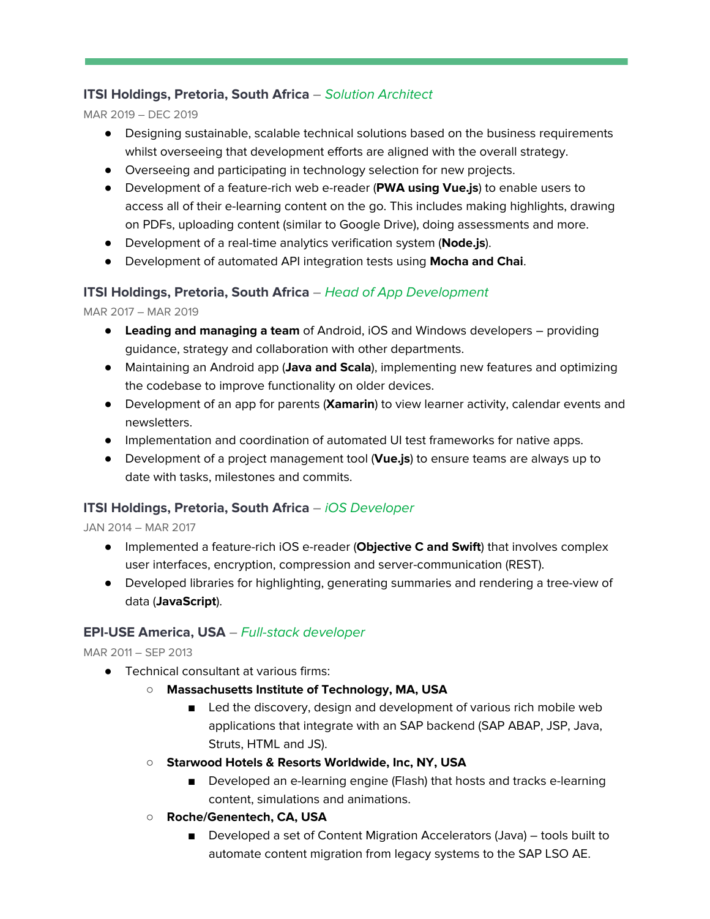### **ITSI Holdings, Pretoria, South Africa** – *Solution Architect*

MAR 2019 – DEC 2019

- Designing sustainable, scalable technical solutions based on the business requirements whilst overseeing that development efforts are aligned with the overall strategy.
- Overseeing and participating in technology selection for new projects.
- Development of a feature-rich web e-reader (**PWA using Vue.js**) to enable users to access all of their e-learning content on the go. This includes making highlights, drawing on PDFs, uploading content (similar to Google Drive), doing assessments and more.
- Development of a real-time analytics verification system (**Node.js**).
- Development of automated API integration tests using **Mocha and Chai**.

### **ITSI Holdings, Pretoria, South Africa** – *Head of App Development*

MAR 2017 – MAR 2019

- **Leading and managing a team** of Android, iOS and Windows developers – providing guidance, strategy and collaboration with other departments.
- Maintaining an Android app (**Java and Scala**), implementing new features and optimizing the codebase to improve functionality on older devices.
- Development of an app for parents (**Xamarin**) to view learner activity, calendar events and newsletters.
- Implementation and coordination of automated UI test frameworks for native apps.
- Development of a project management tool (**Vue.js**) to ensure teams are always up to date with tasks, milestones and commits.

### **ITSI Holdings, Pretoria, South Africa** – *iOS Developer*

JAN 2014 – MAR 2017

- Implemented a feature-rich iOS e-reader (**Objective C and Swift**) that involves complex user interfaces, encryption, compression and server-communication (REST).
- Developed libraries for highlighting, generating summaries and rendering a tree-view of data (**JavaScript**).

### **EPI-USE America, USA** – *Full-stack developer*

MAR 2011 – SEP 2013

- Technical consultant at various firms:
    - **Massachusetts Institute of Technology, MA, USA**
        - Led the discovery, design and development of various rich mobile web applications that integrate with an SAP backend (SAP ABAP, JSP, Java, Struts, HTML and JS).
    - **Starwood Hotels & Resorts Worldwide, Inc, NY, USA**
        - Developed an e-learning engine (Flash) that hosts and tracks e-learning content, simulations and animations.
    - **Roche/Genentech, CA, USA**
        - Developed a set of Content Migration Accelerators (Java) – tools built to automate content migration from legacy systems to the SAP LSO AE.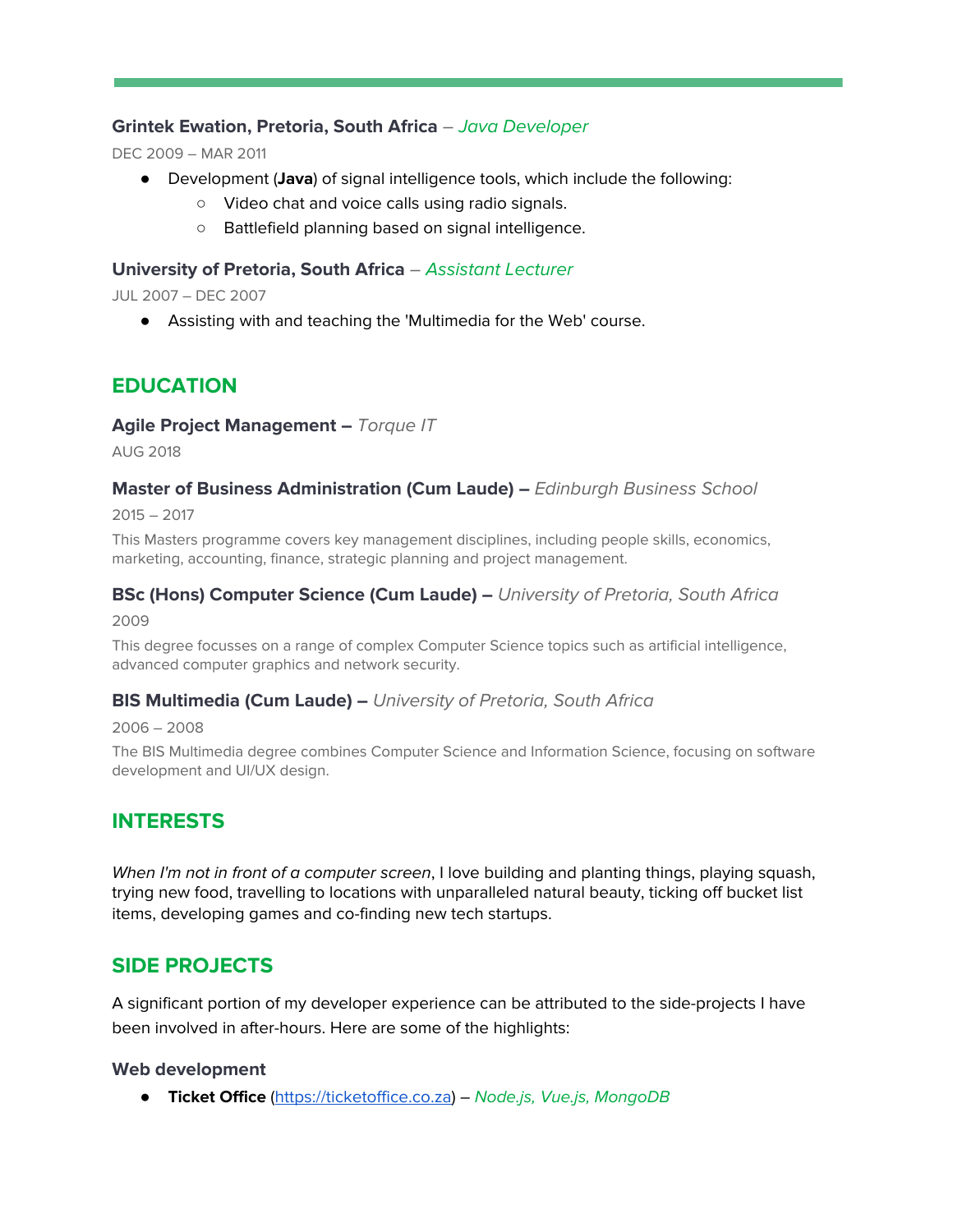### Grintek Ewation, Pretoria, South Africa – *Java Developer*

DEC 2009 – MAR 2011

- Development (**Java**) of signal intelligence tools, which include the following:
    - Video chat and voice calls using radio signals.
    - Battlefield planning based on signal intelligence.

### University of Pretoria, South Africa – *Assistant Lecturer*

JUL 2007 – DEC 2007

- Assisting with and teaching the 'Multimedia for the Web' course.

## EDUCATION

### Agile Project Management – *Torque IT*

AUG 2018

### Master of Business Administration (Cum Laude) – *Edinburgh Business School*

2015 – 2017

This Masters programme covers key management disciplines, including people skills, economics, marketing, accounting, finance, strategic planning and project management.

### BSc (Hons) Computer Science (Cum Laude) – *University of Pretoria, South Africa*

2009

This degree focusses on a range of complex Computer Science topics such as artificial intelligence, advanced computer graphics and network security.

### BIS Multimedia (Cum Laude) – *University of Pretoria, South Africa*

2006 – 2008

The BIS Multimedia degree combines Computer Science and Information Science, focusing on software development and UI/UX design.

## INTERESTS

*When I'm not in front of a computer screen*, I love building and planting things, playing squash, trying new food, travelling to locations with unparalleled natural beauty, ticking off bucket list items, developing games and co-finding new tech startups.

## SIDE PROJECTS

A significant portion of my developer experience can be attributed to the side-projects I have been involved in after-hours. Here are some of the highlights:

### Web development

- **Ticket Office** (https://ticketoffice.co.za) – *Node.js, Vue.js, MongoDB*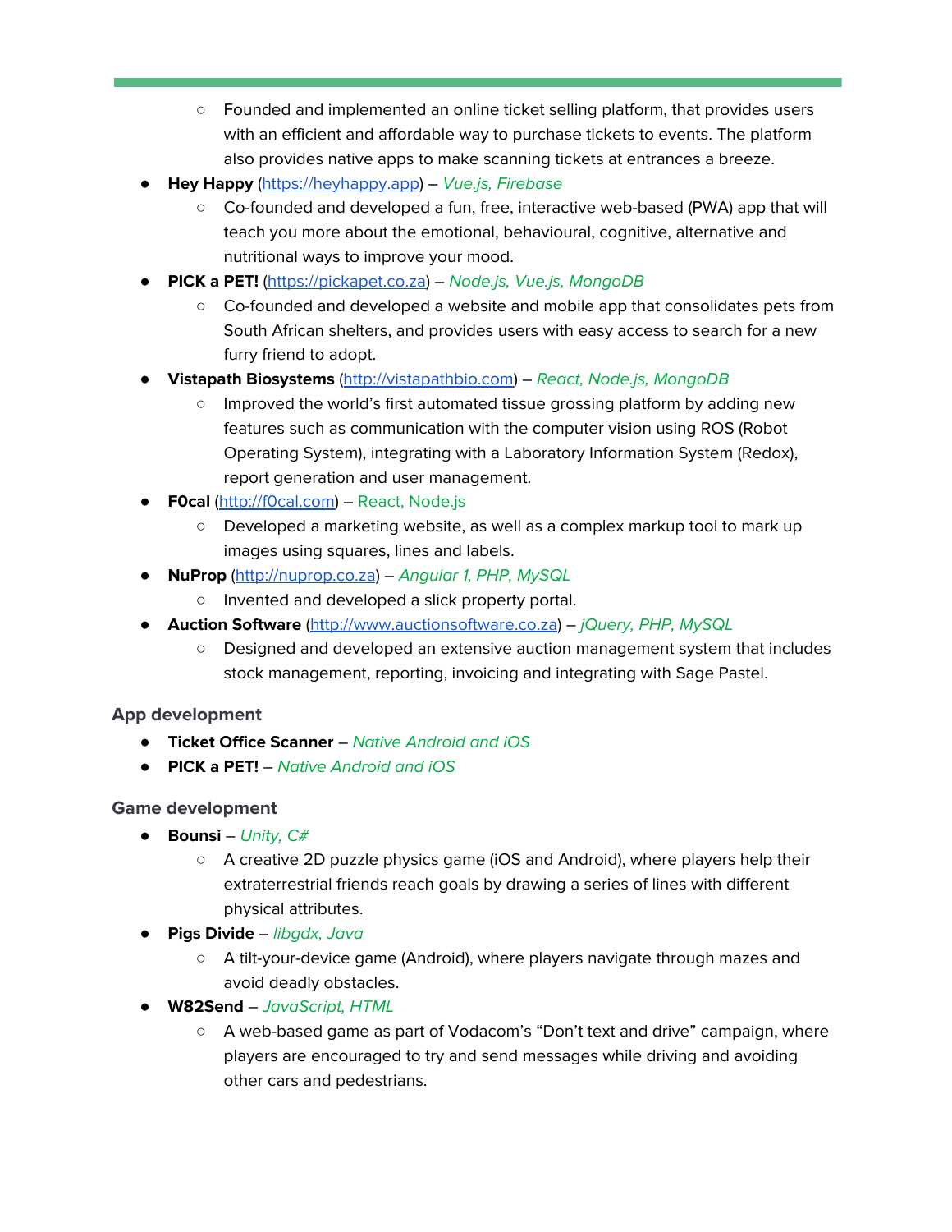- Founded and implemented an online ticket selling platform, that provides users with an efficient and affordable way to purchase tickets to events. The platform also provides native apps to make scanning tickets at entrances a breeze.
- **Hey Happy** (https://heyhappy.app) – *Vue.js, Firebase*
    - Co-founded and developed a fun, free, interactive web-based (PWA) app that will teach you more about the emotional, behavioural, cognitive, alternative and nutritional ways to improve your mood.
- **PICK a PET!** (https://pickapet.co.za) – *Node.js, Vue.js, MongoDB*
    - Co-founded and developed a website and mobile app that consolidates pets from South African shelters, and provides users with easy access to search for a new furry friend to adopt.
- **Vistapath Biosystems** (http://vistapathbio.com) – *React, Node.js, MongoDB*
    - Improved the world's first automated tissue grossing platform by adding new features such as communication with the computer vision using ROS (Robot Operating System), integrating with a Laboratory Information System (Redox), report generation and user management.
- **F0cal** (http://f0cal.com) – React, Node.js
    - Developed a marketing website, as well as a complex markup tool to mark up images using squares, lines and labels.
- **NuProp** (http://nuprop.co.za) – *Angular 1, PHP, MySQL*
    - Invented and developed a slick property portal.
- **Auction Software** (http://www.auctionsoftware.co.za) – *jQuery, PHP, MySQL*
    - Designed and developed an extensive auction management system that includes stock management, reporting, invoicing and integrating with Sage Pastel.

### App development

- **Ticket Office Scanner** – *Native Android and iOS*
- **PICK a PET!** – *Native Android and iOS*

### Game development

- **Bounsi** – *Unity, C#*
    - A creative 2D puzzle physics game (iOS and Android), where players help their extraterrestrial friends reach goals by drawing a series of lines with different physical attributes.
- **Pigs Divide** – *libgdx, Java*
    - A tilt-your-device game (Android), where players navigate through mazes and avoid deadly obstacles.
- **W82Send** – *JavaScript, HTML*
    - A web-based game as part of Vodacom's "Don't text and drive" campaign, where players are encouraged to try and send messages while driving and avoiding other cars and pedestrians.